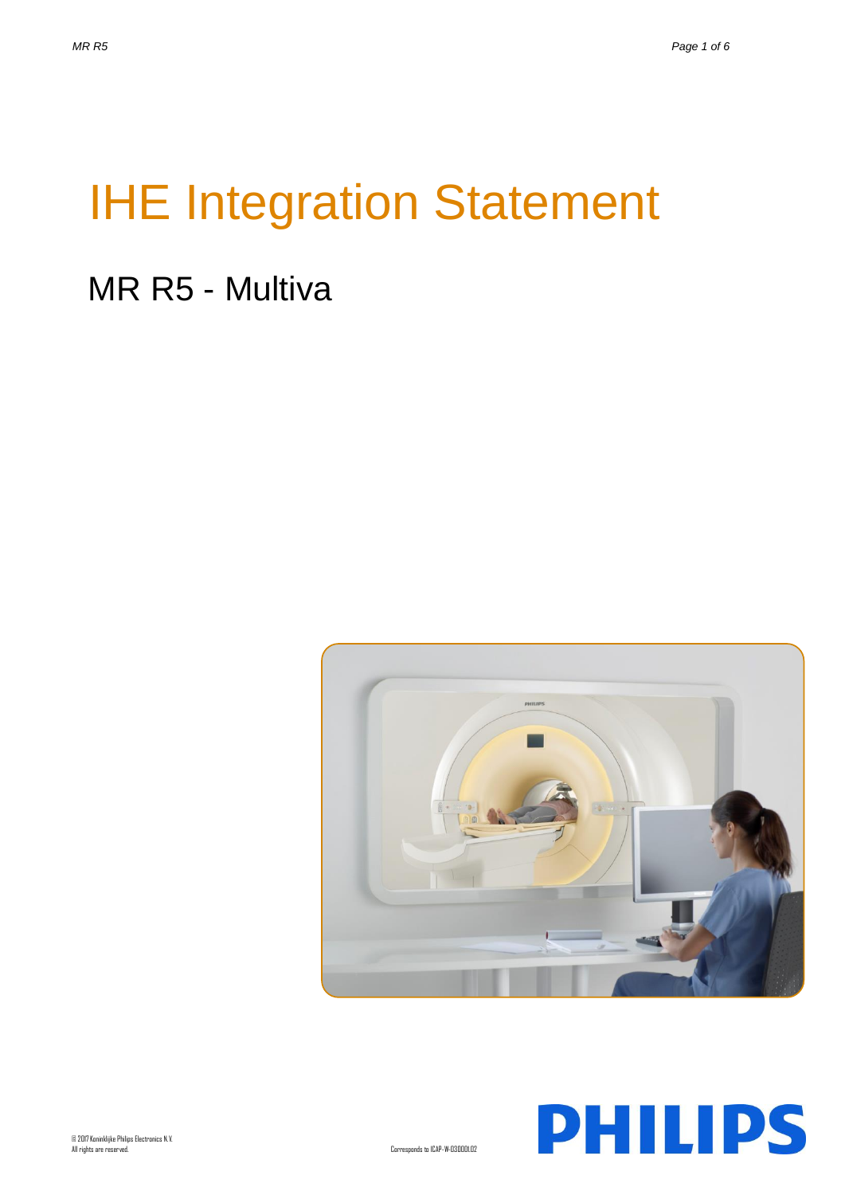# IHE Integration Statement

## MR R5 - Multiva

© 2017 Koninklijke Philips Electronics N.V.
All rights are reserved.

Corresponds to ICAP-W-03000L02

PHILIPS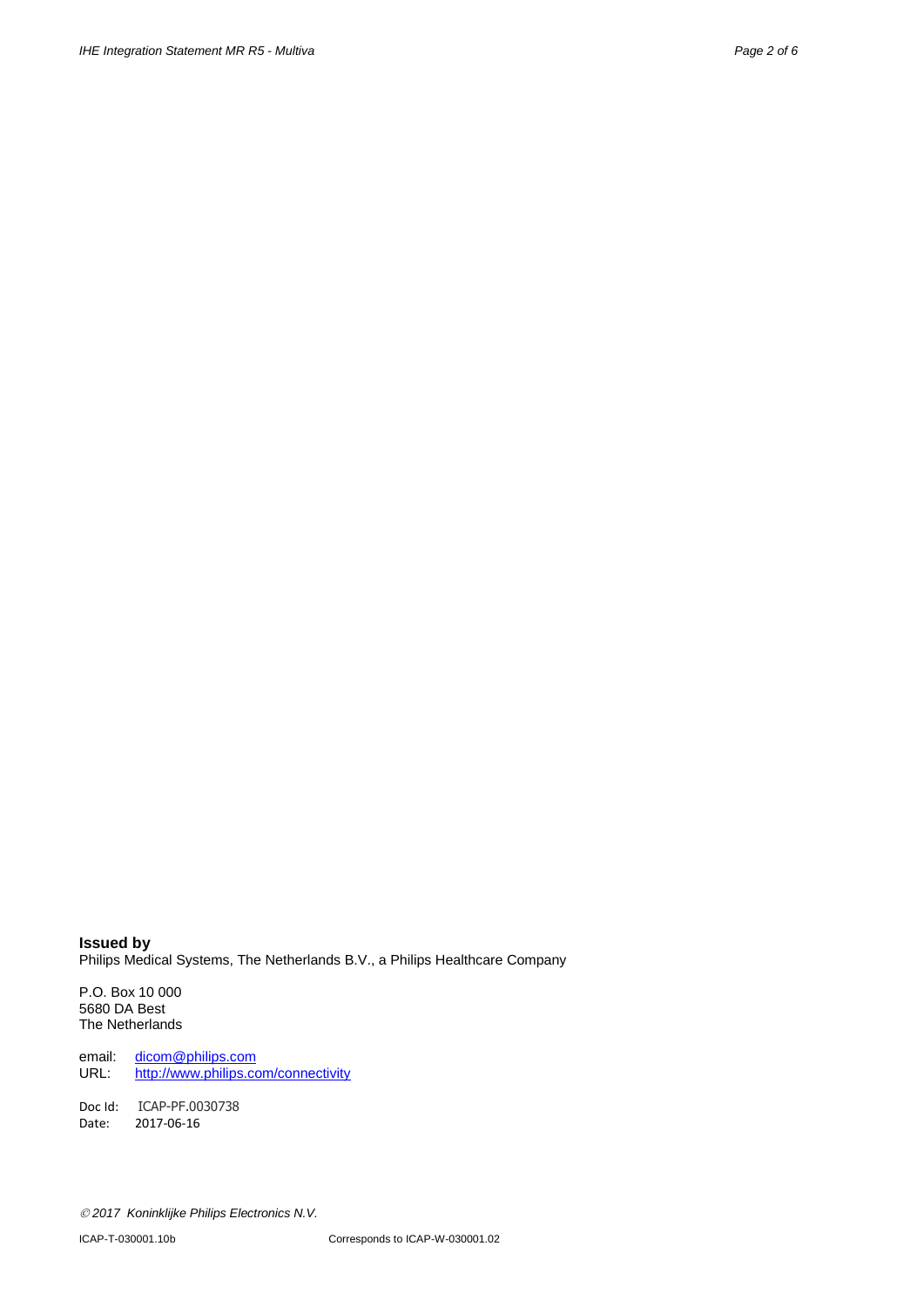**Issued by**
Philips Medical Systems, The Netherlands B.V., a Philips Healthcare Company

P.O. Box 10 000
5680 DA Best
The Netherlands

email: dicom@philips.com
URL: http://www.philips.com/connectivity

Doc Id: ICAP-PF.0030738
Date: 2017-06-16

© 2017 Koninklijke Philips Electronics N.V.

ICAP-T-030001.10b Corresponds to ICAP-W-030001.02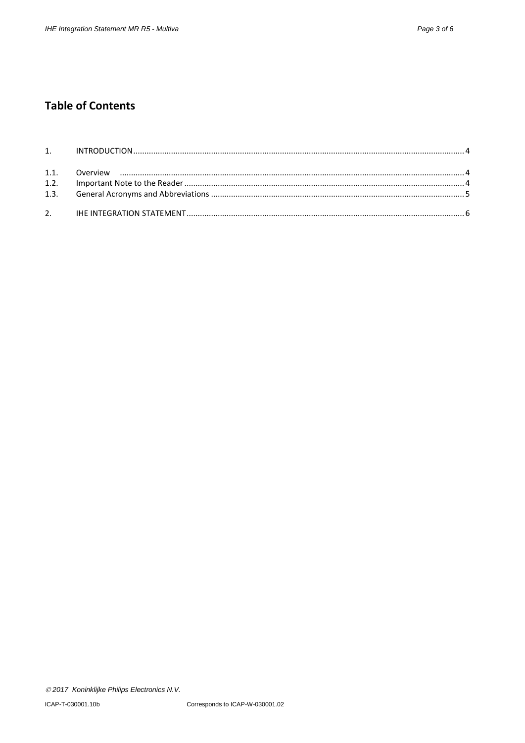# Table of Contents

| | | |
|---|---|---|
| 1. | INTRODUCTION | 4 |
| 1.1. | Overview | 4 |
| 1.2. | Important Note to the Reader | 4 |
| 1.3. | General Acronyms and Abbreviations | 5 |
| 2. | IHE INTEGRATION STATEMENT | 6 |

© 2017 Koninklijke Philips Electronics N.V.

ICAP-T-030001.10b Corresponds to ICAP-W-030001.02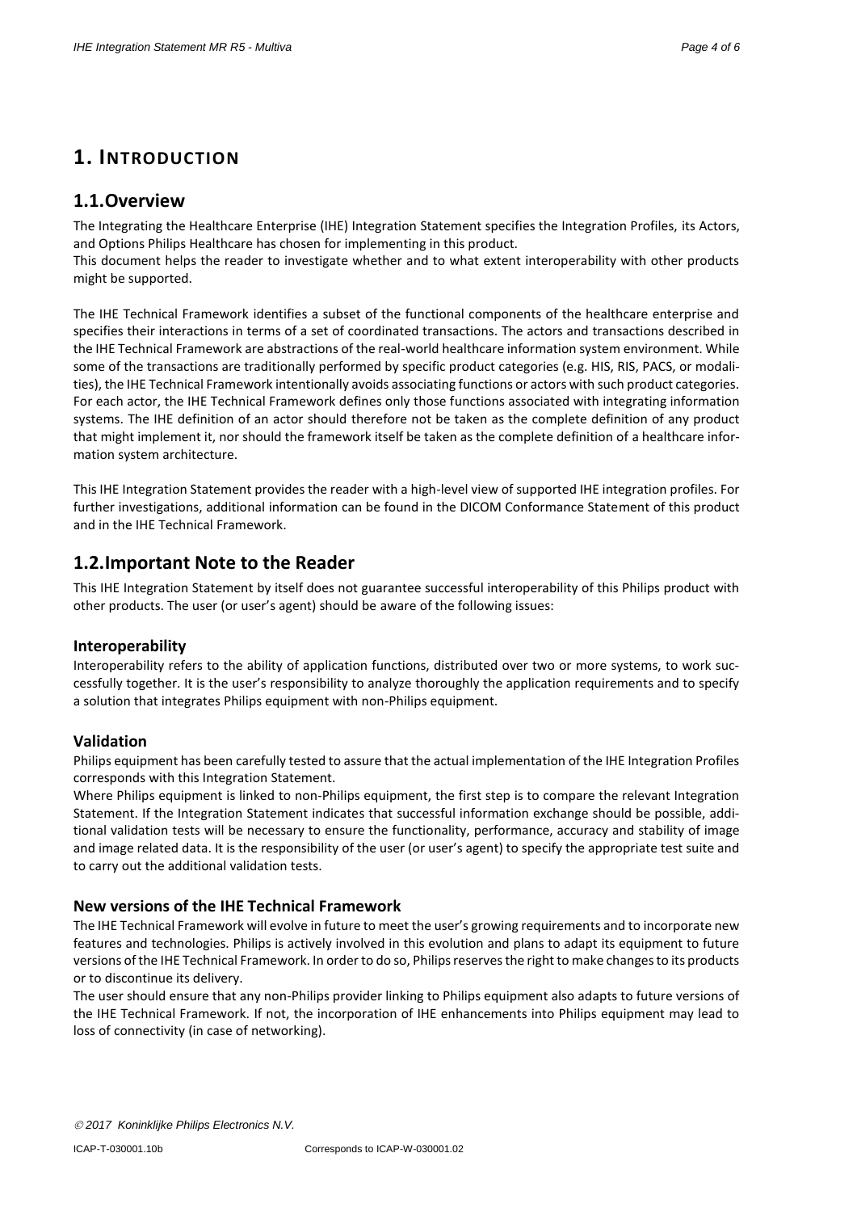# 1. INTRODUCTION

## 1.1.Overview

The Integrating the Healthcare Enterprise (IHE) Integration Statement specifies the Integration Profiles, its Actors, and Options Philips Healthcare has chosen for implementing in this product.
This document helps the reader to investigate whether and to what extent interoperability with other products might be supported.

The IHE Technical Framework identifies a subset of the functional components of the healthcare enterprise and specifies their interactions in terms of a set of coordinated transactions. The actors and transactions described in the IHE Technical Framework are abstractions of the real-world healthcare information system environment. While some of the transactions are traditionally performed by specific product categories (e.g. HIS, RIS, PACS, or modalities), the IHE Technical Framework intentionally avoids associating functions or actors with such product categories. For each actor, the IHE Technical Framework defines only those functions associated with integrating information systems. The IHE definition of an actor should therefore not be taken as the complete definition of any product that might implement it, nor should the framework itself be taken as the complete definition of a healthcare information system architecture.

This IHE Integration Statement provides the reader with a high-level view of supported IHE integration profiles. For further investigations, additional information can be found in the DICOM Conformance Statement of this product and in the IHE Technical Framework.

## 1.2.Important Note to the Reader

This IHE Integration Statement by itself does not guarantee successful interoperability of this Philips product with other products. The user (or user's agent) should be aware of the following issues:

### Interoperability

Interoperability refers to the ability of application functions, distributed over two or more systems, to work successfully together. It is the user's responsibility to analyze thoroughly the application requirements and to specify a solution that integrates Philips equipment with non-Philips equipment.

### Validation

Philips equipment has been carefully tested to assure that the actual implementation of the IHE Integration Profiles corresponds with this Integration Statement.
Where Philips equipment is linked to non-Philips equipment, the first step is to compare the relevant Integration Statement. If the Integration Statement indicates that successful information exchange should be possible, additional validation tests will be necessary to ensure the functionality, performance, accuracy and stability of image and image related data. It is the responsibility of the user (or user's agent) to specify the appropriate test suite and to carry out the additional validation tests.

### New versions of the IHE Technical Framework

The IHE Technical Framework will evolve in future to meet the user's growing requirements and to incorporate new features and technologies. Philips is actively involved in this evolution and plans to adapt its equipment to future versions of the IHE Technical Framework. In order to do so, Philips reserves the right to make changes to its products or to discontinue its delivery.
The user should ensure that any non-Philips provider linking to Philips equipment also adapts to future versions of the IHE Technical Framework. If not, the incorporation of IHE enhancements into Philips equipment may lead to loss of connectivity (in case of networking).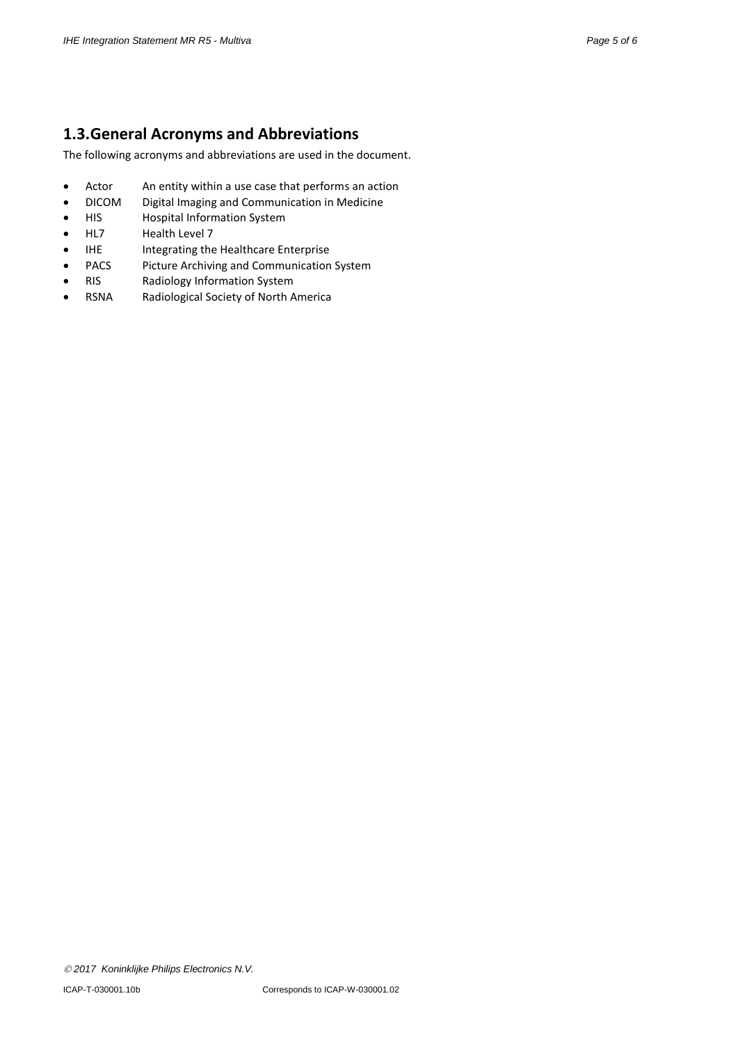## 1.3. General Acronyms and Abbreviations

The following acronyms and abbreviations are used in the document.

- Actor An entity within a use case that performs an action
- DICOM Digital Imaging and Communication in Medicine
- HIS Hospital Information System
- HL7 Health Level 7
- IHE Integrating the Healthcare Enterprise
- PACS Picture Archiving and Communication System
- RIS Radiology Information System
- RSNA Radiological Society of North America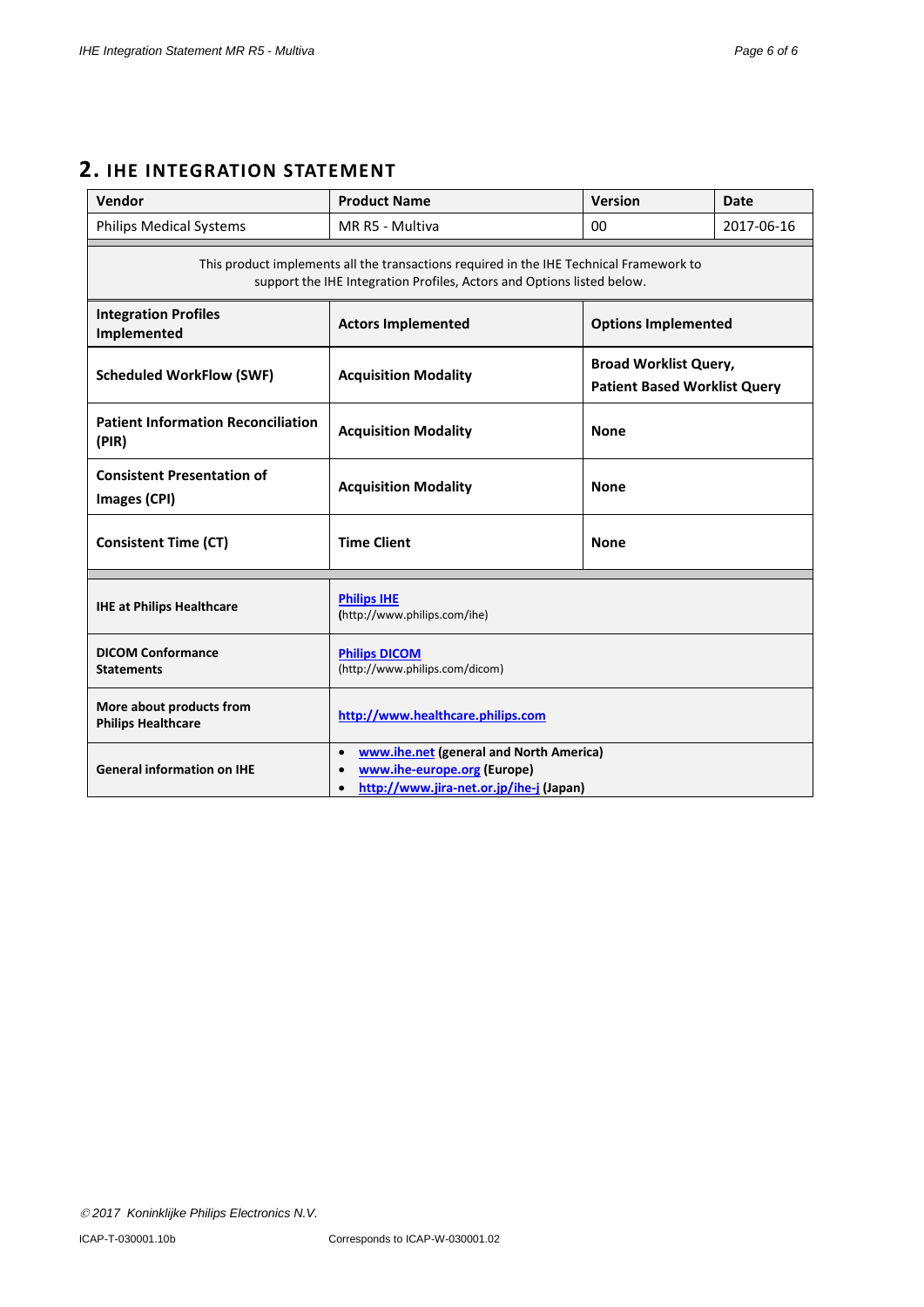## 2. IHE INTEGRATION STATEMENT

| Vendor | Product Name | Version | Date |
|---|---|---|---|
| Philips Medical Systems | MR R5 - Multiva | 00 | 2017-06-16 |

This product implements all the transactions required in the IHE Technical Framework to support the IHE Integration Profiles, Actors and Options listed below.

| Integration Profiles Implemented | Actors Implemented | Options Implemented |
|---|---|---|
| **Scheduled WorkFlow (SWF)** | **Acquisition Modality** | **Broad Worklist Query, Patient Based Worklist Query** |
| **Patient Information Reconciliation (PIR)** | **Acquisition Modality** | **None** |
| **Consistent Presentation of Images (CPI)** | **Acquisition Modality** | **None** |
| **Consistent Time (CT)** | **Time Client** | **None** |

| | |
|---|---|
| **IHE at Philips Healthcare** | **Philips IHE** (http://www.philips.com/ihe) |
| **DICOM Conformance Statements** | **Philips DICOM** (http://www.philips.com/dicom) |
| **More about products from Philips Healthcare** | **http://www.healthcare.philips.com** |
| **General information on IHE** | • **www.ihe.net (general and North America)** • **www.ihe-europe.org (Europe)** • **http://www.jira-net.or.jp/ihe-j (Japan)** |

© 2017 Koninklijke Philips Electronics N.V.

ICAP-T-030001.10b Corresponds to ICAP-W-030001.02